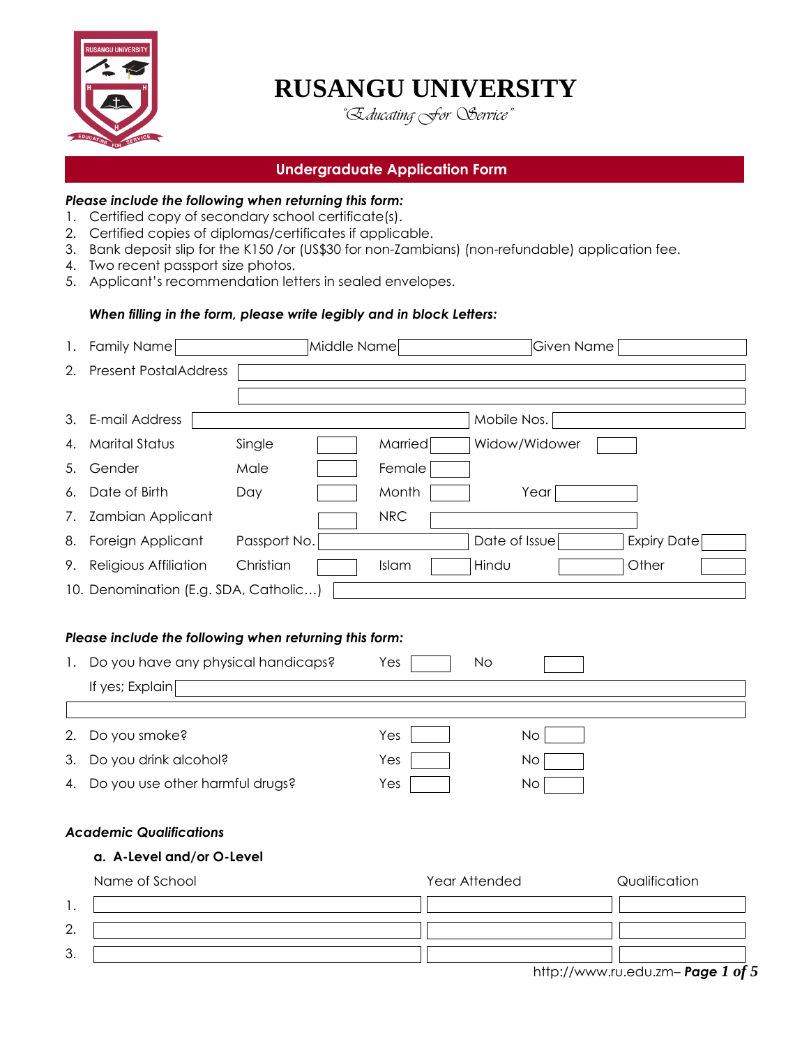# RUSANGU UNIVERSITY

*"Educating For Service"*

## Undergraduate Application Form

***Please include the following when returning this form:***

1. Certified copy of secondary school certificate(s).
2. Certified copies of diplomas/certificates if applicable.
3. Bank deposit slip for the K150 /or (US$30 for non-Zambians) (non-refundable) application fee.
4. Two recent passport size photos.
5. Applicant's recommendation letters in sealed envelopes.

***When filling in the form, please write legibly and in block Letters:***

| | | | | | | | |
|---|---|---|---|---|---|---|---|
| 1. | Family Name | | Middle Name | | Given Name | | |
| 2. | Present PostalAddress | | | | | | |
| | | | | | | | |
| 3. | E-mail Address | | | Mobile Nos. | | | |
| 4. | Marital Status | Single | | Married | | Widow/Widower | |
| 5. | Gender | Male | | Female | | | |
| 6. | Date of Birth | Day | | Month | | Year | |
| 7. | Zambian Applicant | | | NRC | | | |
| 8. | Foreign Applicant | Passport No. | | Date of Issue | | Expiry Date | |
| 9. | Religious Affiliation | Christian | | Islam | | Hindu | Other |
| 10. | Denomination (E.g. SDA, Catholic…) | | | | | | |

***Please include the following when returning this form:***

| | | | | | |
|---|---|---|---|---|---|
| 1. | Do you have any physical handicaps? | Yes | | No | |
| | If yes; Explain | | | | |
| | | | | | |
| 2. | Do you smoke? | Yes | | No | |
| 3. | Do you drink alcohol? | Yes | | No | |
| 4. | Do you use other harmful drugs? | Yes | | No | |

***Academic Qualifications***

**a. A-Level and/or O-Level**

| | Name of School | Year Attended | Qualification |
|---|---|---|---|
| 1. | | | |
| 2. | | | |
| 3. | | | |

http://www.ru.edu.zm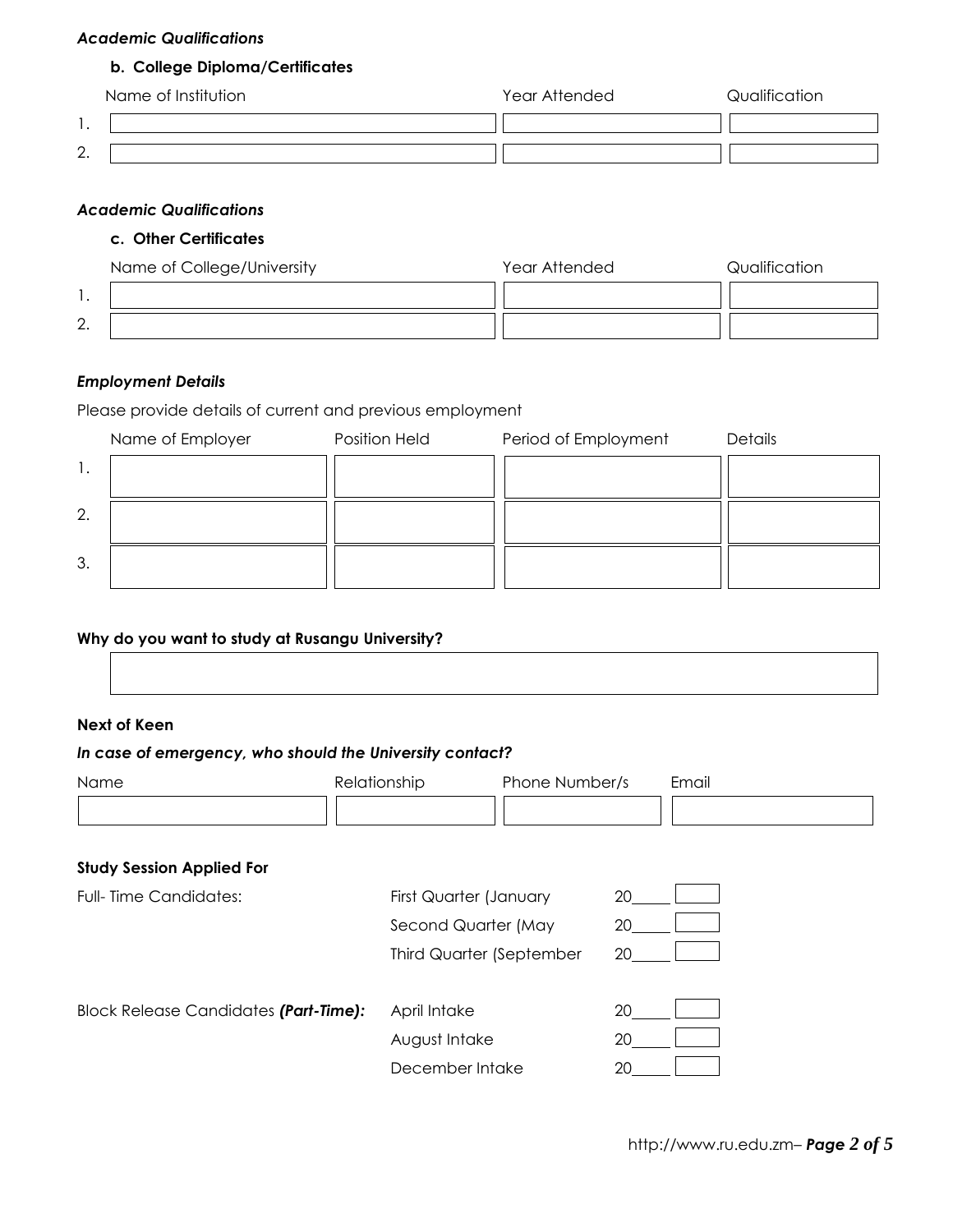*Academic Qualifications*

**b. College Diploma/Certificates**

| | Name of Institution | Year Attended | Qualification |
|---|---|---|---|
| 1. | | | |
| 2. | | | |

*Academic Qualifications*

**c. Other Certificates**

| | Name of College/University | Year Attended | Qualification |
|---|---|---|---|
| 1. | | | |
| 2. | | | |

*Employment Details*

Please provide details of current and previous employment

| | Name of Employer | Position Held | Period of Employment | Details |
|---|---|---|---|---|
| 1. | | | | |
| 2. | | | | |
| 3. | | | | |

**Why do you want to study at Rusangu University?**

| |
|---|
| |

**Next of Keen**

***In case of emergency, who should the University contact?***

| Name | Relationship | Phone Number/s | Email |
|---|---|---|---|
| | | | |

**Study Session Applied For**

| | | | |
|---|---|---|---|
| Full- Time Candidates: | First Quarter (January | 20_____ | ☐ |
| | Second Quarter (May | 20_____ | ☐ |
| | Third Quarter (September | 20_____ | ☐ |
| Block Release Candidates ***(Part-Time):*** | April Intake | 20_____ | ☐ |
| | August Intake | 20_____ | ☐ |
| | December Intake | 20_____ | ☐ |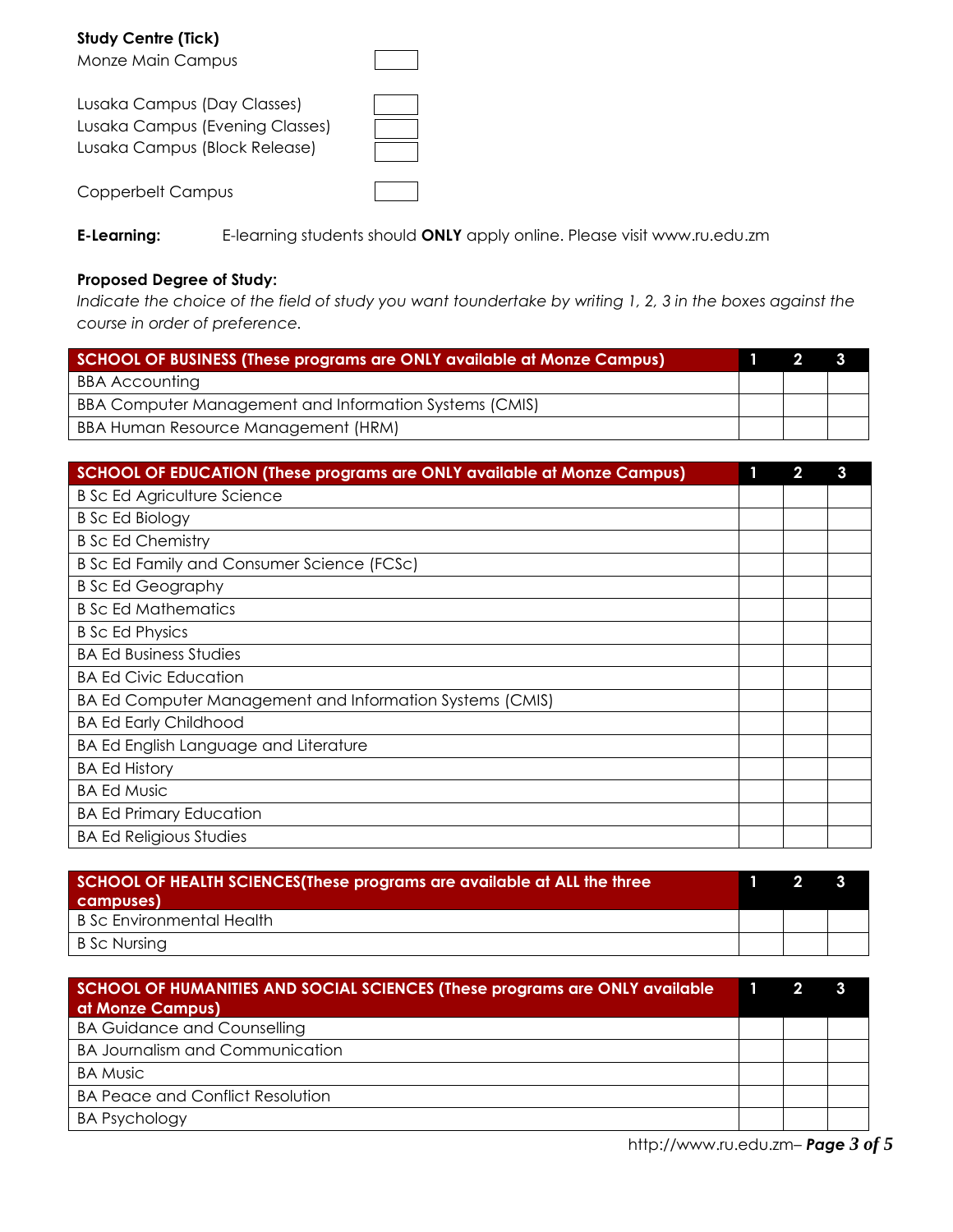**Study Centre (Tick)**

| | |
|---|---|
| Monze Main Campus | |
| Lusaka Campus (Day Classes) | |
| Lusaka Campus (Evening Classes) | |
| Lusaka Campus (Block Release) | |
| Copperbelt Campus | |

**E-Learning:** E-learning students should **ONLY** apply online. Please visit www.ru.edu.zm

**Proposed Degree of Study:**

*Indicate the choice of the field of study you want toundertake by writing 1, 2, 3 in the boxes against the course in order of preference.*

| SCHOOL OF BUSINESS (These programs are ONLY available at Monze Campus) | 1 | 2 | 3 |
|---|---|---|---|
| BBA Accounting | | | |
| BBA Computer Management and Information Systems (CMIS) | | | |
| BBA Human Resource Management (HRM) | | | |

| SCHOOL OF EDUCATION (These programs are ONLY available at Monze Campus) | 1 | 2 | 3 |
|---|---|---|---|
| B Sc Ed Agriculture Science | | | |
| B Sc Ed Biology | | | |
| B Sc Ed Chemistry | | | |
| B Sc Ed Family and Consumer Science (FCSc) | | | |
| B Sc Ed Geography | | | |
| B Sc Ed Mathematics | | | |
| B Sc Ed Physics | | | |
| BA Ed Business Studies | | | |
| BA Ed Civic Education | | | |
| BA Ed Computer Management and Information Systems (CMIS) | | | |
| BA Ed Early Childhood | | | |
| BA Ed English Language and Literature | | | |
| BA Ed History | | | |
| BA Ed Music | | | |
| BA Ed Primary Education | | | |
| BA Ed Religious Studies | | | |

| SCHOOL OF HEALTH SCIENCES(These programs are available at ALL the three campuses) | 1 | 2 | 3 |
|---|---|---|---|
| B Sc Environmental Health | | | |
| B Sc Nursing | | | |

| SCHOOL OF HUMANITIES AND SOCIAL SCIENCES (These programs are ONLY available at Monze Campus) | 1 | 2 | 3 |
|---|---|---|---|
| BA Guidance and Counselling | | | |
| BA Journalism and Communication | | | |
| BA Music | | | |
| BA Peace and Conflict Resolution | | | |
| BA Psychology | | | |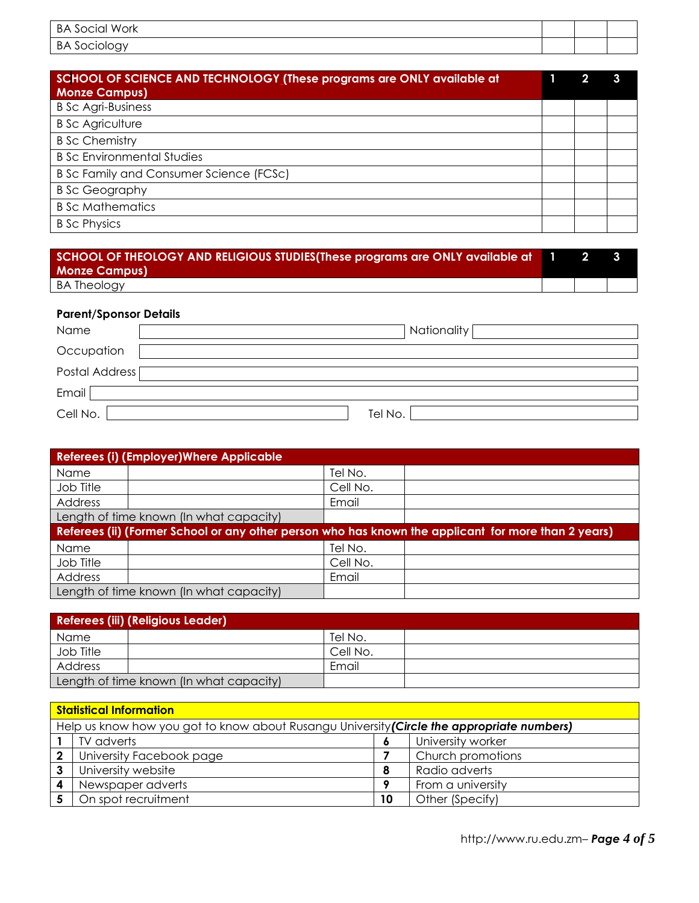| BA Social Work | | | |
|---|---|---|---|
| BA Sociology | | | |

| **SCHOOL OF SCIENCE AND TECHNOLOGY (These programs are ONLY available at Monze Campus)** | **1** | **2** | **3** |
|---|---|---|---|
| B Sc Agri-Business | | | |
| B Sc Agriculture | | | |
| B Sc Chemistry | | | |
| B Sc Environmental Studies | | | |
| B Sc Family and Consumer Science (FCSc) | | | |
| B Sc Geography | | | |
| B Sc Mathematics | | | |
| B Sc Physics | | | |

| **SCHOOL OF THEOLOGY AND RELIGIOUS STUDIES(These programs are ONLY available at Monze Campus)** | **1** | **2** | **3** |
|---|---|---|---|
| BA Theology | | | |

**Parent/Sponsor Details**

| | | | |
|---|---|---|---|
| Name | | Nationality | |
| Occupation | | | |
| Postal Address | | | |
| Email | | | |
| Cell No. | | Tel No. | |

| **Referees (i) (Employer)Where Applicable** | | | |
|---|---|---|---|
| Name | | Tel No. | |
| Job Title | | Cell No. | |
| Address | | Email | |
| Length of time known (In what capacity) | | | |
| **Referees (ii) (Former School or any other person who has known the applicant for more than 2 years)** | | | |
| Name | | Tel No. | |
| Job Title | | Cell No. | |
| Address | | Email | |
| Length of time known (In what capacity) | | | |

| **Referees (iii) (Religious Leader)** | | | |
|---|---|---|---|
| Name | | Tel No. | |
| Job Title | | Cell No. | |
| Address | | Email | |
| Length of time known (In what capacity) | | | |

| **Statistical Information** | | | |
|---|---|---|---|
| Help us know how you got to know about Rusangu University ***(Circle the appropriate numbers)*** | | | |
| **1** | TV adverts | **6** | University worker |
| **2** | University Facebook page | **7** | Church promotions |
| **3** | University website | **8** | Radio adverts |
| **4** | Newspaper adverts | **9** | From a university |
| **5** | On spot recruitment | **10** | Other (Specify) |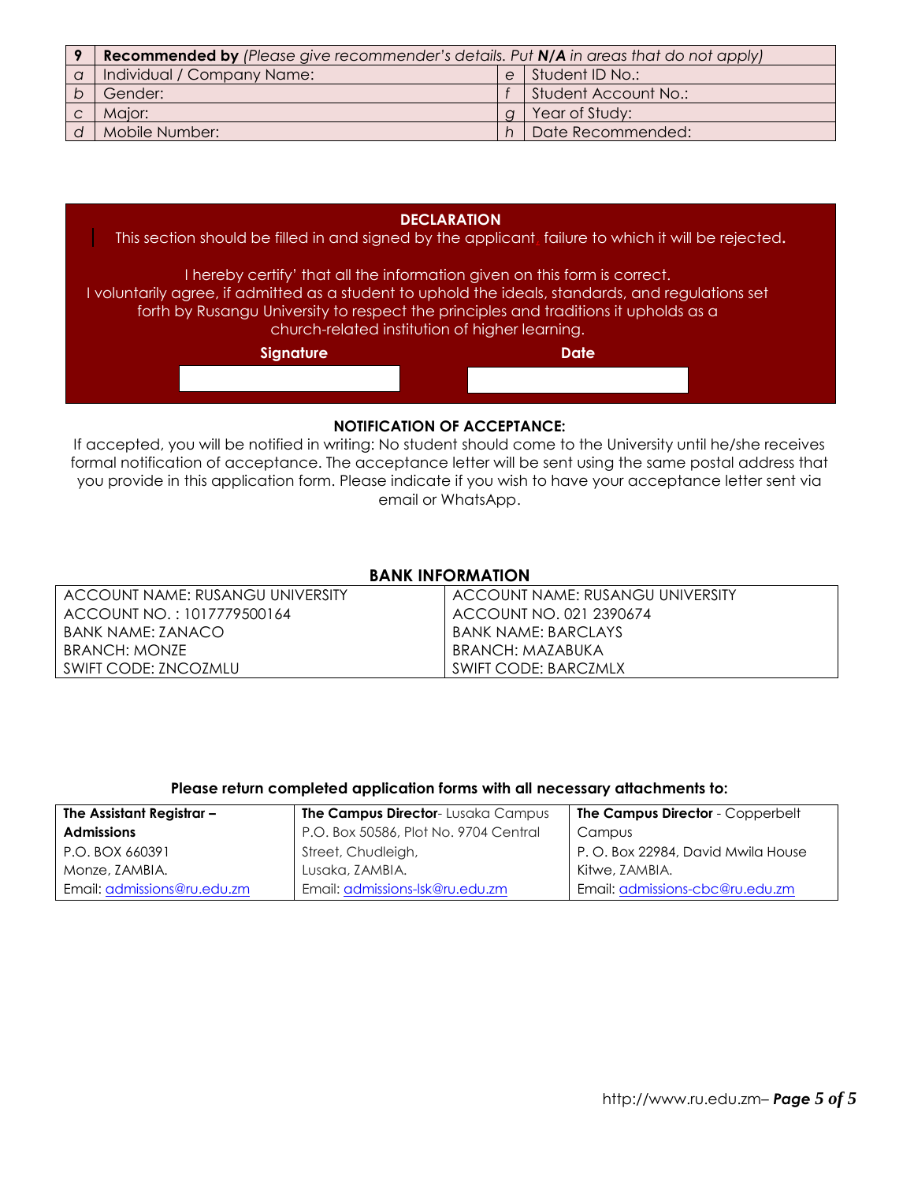| 9 | **Recommended by** *(Please give recommender's details. Put **N/A** in areas that do not apply)* | | |
|---|---|---|---|
| a | Individual / Company Name: | e | Student ID No.: |
| b | Gender: | f | Student Account No.: |
| c | Major: | g | Year of Study: |
| d | Mobile Number: | h | Date Recommended: |

**DECLARATION**

This section should be filled in and signed by the applicant, failure to which it will be rejected.

I hereby certify' that all the information given on this form is correct.
I voluntarily agree, if admitted as a student to uphold the ideals, standards, and regulations set forth by Rusangu University to respect the principles and traditions it upholds as a church-related institution of higher learning.

| Signature | Date |
|---|---|
| | |

**NOTIFICATION OF ACCEPTANCE:**

If accepted, you will be notified in writing: No student should come to the University until he/she receives formal notification of acceptance. The acceptance letter will be sent using the same postal address that you provide in this application form. Please indicate if you wish to have your acceptance letter sent via email or WhatsApp.

**BANK INFORMATION**

| | |
|---|---|
| ACCOUNT NAME: RUSANGU UNIVERSITY | ACCOUNT NAME: RUSANGU UNIVERSITY |
| ACCOUNT NO. : 1017779500164 | ACCOUNT NO. 021 2390674 |
| BANK NAME: ZANACO | BANK NAME: BARCLAYS |
| BRANCH: MONZE | BRANCH: MAZABUKA |
| SWIFT CODE: ZNCOZMLU | SWIFT CODE: BARCZMLX |

**Please return completed application forms with all necessary attachments to:**

| **The Assistant Registrar – Admissions** | **The Campus Director**- Lusaka Campus | **The Campus Director** - Copperbelt Campus |
|---|---|---|
| P.O. BOX 660391 | P.O. Box 50586, Plot No. 9704 Central Street, Chudleigh, | P. O. Box 22984, David Mwila House |
| Monze, ZAMBIA. | Lusaka, ZAMBIA. | Kitwe, ZAMBIA. |
| Email: admissions@ru.edu.zm | Email: admissions-lsk@ru.edu.zm | Email: admissions-cbc@ru.edu.zm |

http://www.ru.edu.zm